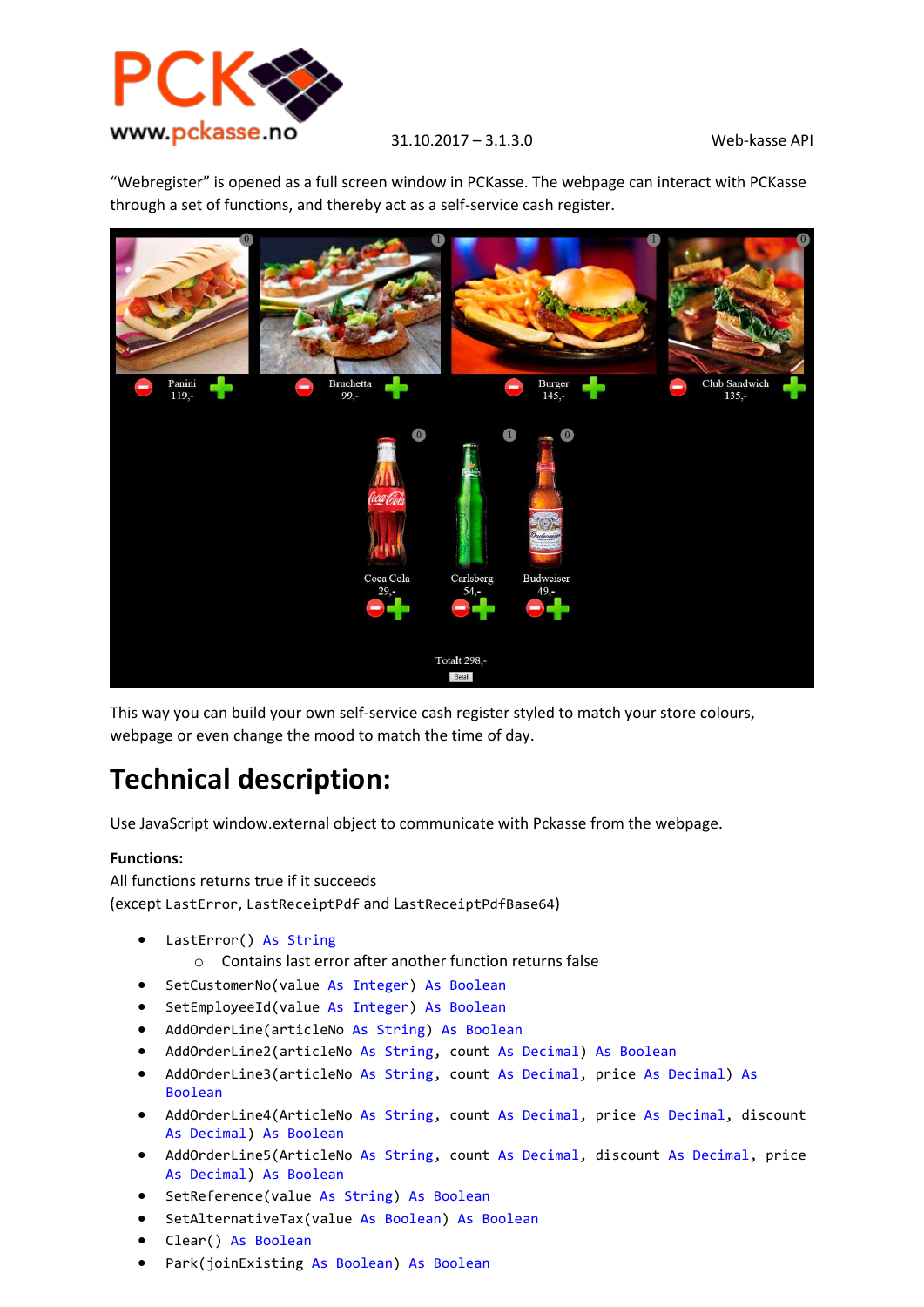"Webregister" is opened as a full screen window in PCKasse. The webpage can interact with PCKasse through a set of functions, and thereby act as a self-service cash register.

This way you can build your own self-service cash register styled to match your store colours, webpage or even change the mood to match the time of day.

# Technical description:

Use JavaScript window.external object to communicate with Pckasse from the webpage.

**Functions:**
All functions returns true if it succeeds
(except `LastError`, `LastReceiptPdf` and `LastReceiptPdfBase64`)

- `LastError() As String`
  - Contains last error after another function returns false
- `SetCustomerNo(value As Integer) As Boolean`
- `SetEmployeeId(value As Integer) As Boolean`
- `AddOrderLine(articleNo As String) As Boolean`
- `AddOrderLine2(articleNo As String, count As Decimal) As Boolean`
- `AddOrderLine3(articleNo As String, count As Decimal, price As Decimal) As Boolean`
- `AddOrderLine4(ArticleNo As String, count As Decimal, price As Decimal, discount As Decimal) As Boolean`
- `AddOrderLine5(ArticleNo As String, count As Decimal, discount As Decimal, price As Decimal) As Boolean`
- `SetReference(value As String) As Boolean`
- `SetAlternativeTax(value As Boolean) As Boolean`
- `Clear() As Boolean`
- `Park(joinExisting As Boolean) As Boolean`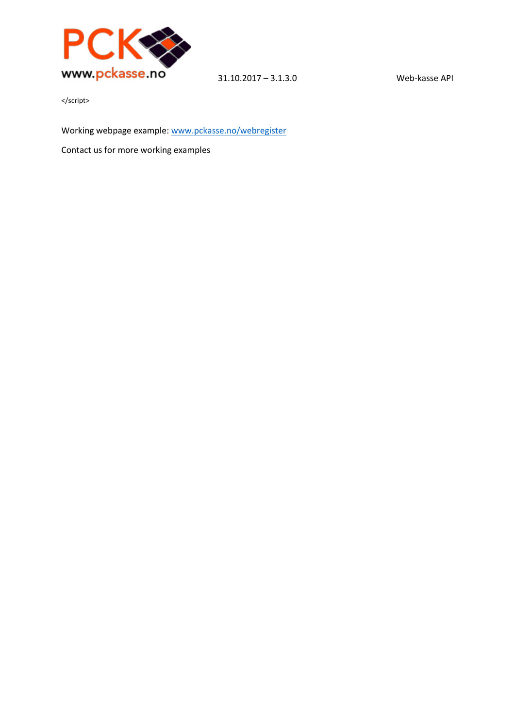```
</script>
```

Working webpage example: [www.pckasse.no/webregister](http://www.pckasse.no/webregister)

Contact us for more working examples